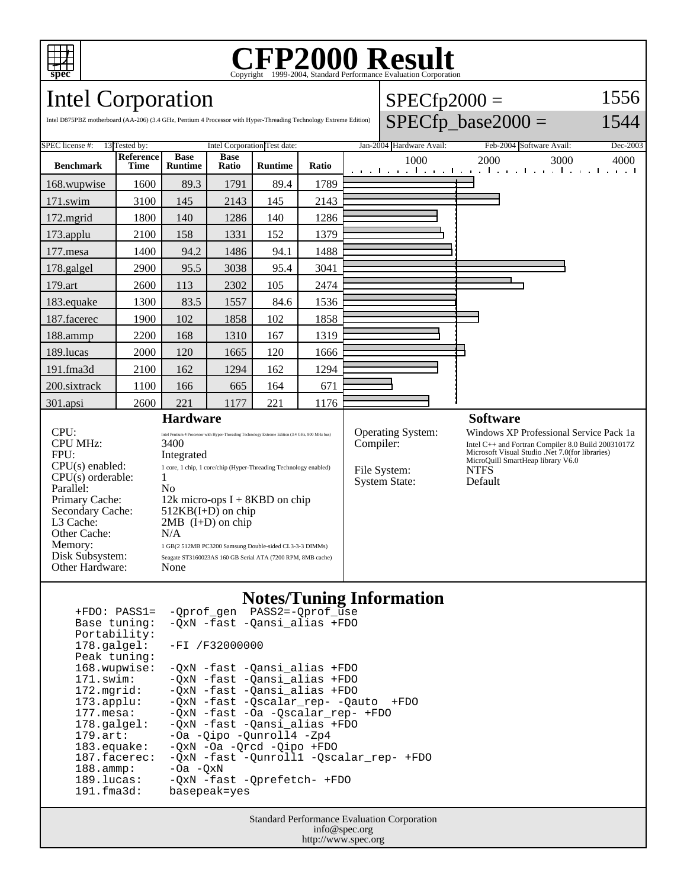# CFP2000 Result

Copyright 1999-2004, Standard Performance Evaluation Corporation

## Intel Corporation

Intel D875PBZ motherboard (AA-206) (3.4 GHz, Pentium 4 Processor with Hyper-Threading Technology Extreme Edition)

SPECfp2000 = 1556

SPECfp_base2000 = 1544

SPEC license #: 13 | Tested by: Intel Corporation | Test date: Jan-2004 | Hardware Avail: Feb-2004 | Software Avail: Dec-2003

| Benchmark | Reference Time | Base Runtime | Base Ratio | Runtime | Ratio |
|---|---|---|---|---|---|
| 168.wupwise | 1600 | 89.3 | 1791 | 89.4 | 1789 |
| 171.swim | 3100 | 145 | 2143 | 145 | 2143 |
| 172.mgrid | 1800 | 140 | 1286 | 140 | 1286 |
| 173.applu | 2100 | 158 | 1331 | 152 | 1379 |
| 177.mesa | 1400 | 94.2 | 1486 | 94.1 | 1488 |
| 178.galgel | 2900 | 95.5 | 3038 | 95.4 | 3041 |
| 179.art | 2600 | 113 | 2302 | 105 | 2474 |
| 183.equake | 1300 | 83.5 | 1557 | 84.6 | 1536 |
| 187.facerec | 1900 | 102 | 1858 | 102 | 1858 |
| 188.ammp | 2200 | 168 | 1310 | 167 | 1319 |
| 189.lucas | 2000 | 120 | 1665 | 120 | 1666 |
| 191.fma3d | 2100 | 162 | 1294 | 162 | 1294 |
| 200.sixtrack | 1100 | 166 | 665 | 164 | 671 |
| 301.apsi | 2600 | 221 | 1177 | 221 | 1176 |

### Hardware

| | |
|---|---|
| CPU: | Intel Pentium 4 Processor with Hyper-Threading Technology Extreme Edition (3.4 GHz, 800 MHz bus) |
| CPU MHz: | 3400 |
| FPU: | Integrated |
| CPU(s) enabled: | 1 core, 1 chip, 1 core/chip (Hyper-Threading Technology enabled) |
| CPU(s) orderable: | 1 |
| Parallel: | No |
| Primary Cache: | 12k micro-ops I + 8KBD on chip |
| Secondary Cache: | 512KB(I+D) on chip |
| L3 Cache: | 2MB (I+D) on chip |
| Other Cache: | N/A |
| Memory: | 1 GB(2 512MB PC3200 Samsung Double-sided CL3-3-3 DIMMs) |
| Disk Subsystem: | Seagate ST3160023AS 160 GB Serial ATA (7200 RPM, 8MB cache) |
| Other Hardware: | None |

### Software

| | |
|---|---|
| Operating System: | Windows XP Professional Service Pack 1a |
| Compiler: | Intel C++ and Fortran Compiler 8.0 Build 20031017Z<br>Microsoft Visual Studio .Net 7.0(for libraries)<br>MicroQuill SmartHeap library V6.0 |
| File System: | NTFS |
| System State: | Default |

### Notes/Tuning Information

```
+FDO: PASS1=  -Qprof_gen  PASS2=-Qprof_use
Base tuning:  -QxN -fast -Qansi_alias +FDO
Portability:
178.galgel:   -FI /F32000000
Peak tuning:
168.wupwise:  -QxN -fast -Qansi_alias +FDO
171.swim:     -QxN -fast -Qansi_alias +FDO
172.mgrid:    -QxN -fast -Qansi_alias +FDO
173.applu:    -QxN -fast -Qscalar_rep- -Qauto  +FDO
177.mesa:     -QxN -fast -Oa -Qscalar_rep- +FDO
178.galgel:   -QxN -fast -Qansi_alias +FDO
179.art:      -Oa -Qipo -Qunroll4 -Zp4
183.equake:   -QxN -Oa -Qrcd -Qipo +FDO
187.facerec:  -QxN -fast -Qunroll1 -Qscalar_rep- +FDO
188.ammp:     -Oa -QxN
189.lucas:    -QxN -fast -Qprefetch- +FDO
191.fma3d:    basepeak=yes
```

Standard Performance Evaluation Corporation
info@spec.org
http://www.spec.org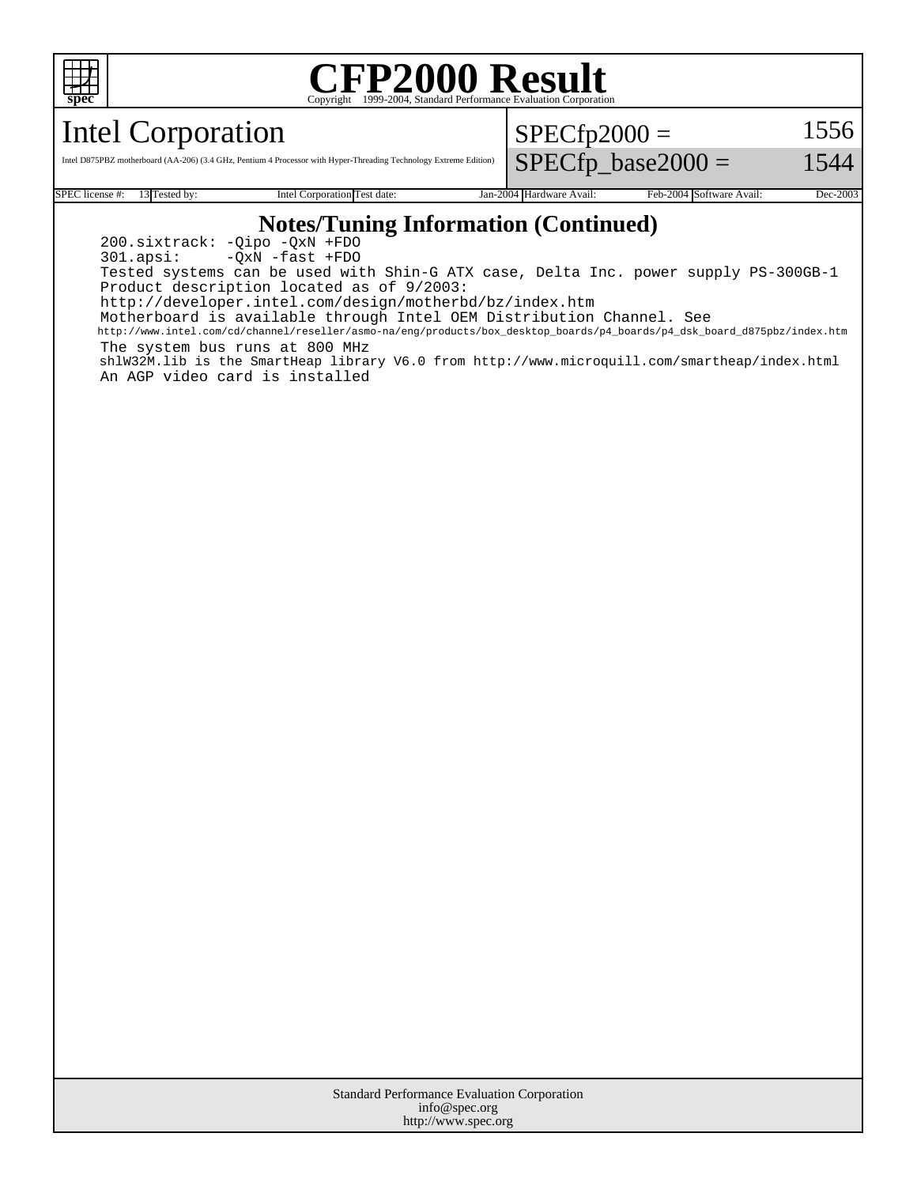# CFP2000 Result

Copyright 1999-2004, Standard Performance Evaluation Corporation

## Intel Corporation

Intel D875PBZ motherboard (AA-206) (3.4 GHz, Pentium 4 Processor with Hyper-Threading Technology Extreme Edition)

SPECfp2000 = 1556

SPECfp_base2000 = 1544

| SPEC license #: | 13 | Tested by: | Intel Corporation | Test date: | Jan-2004 | Hardware Avail: | Feb-2004 | Software Avail: | Dec-2003 |
|---|---|---|---|---|---|---|---|---|---|

### Notes/Tuning Information (Continued)

```
200.sixtrack: -Qipo -QxN +FDO
301.apsi:     -QxN -fast +FDO
Tested systems can be used with Shin-G ATX case, Delta Inc. power supply PS-300GB-1
Product description located as of 9/2003:
http://developer.intel.com/design/motherbd/bz/index.htm
Motherboard is available through Intel OEM Distribution Channel. See
http://www.intel.com/cd/channel/reseller/asmo-na/eng/products/box_desktop_boards/p4_boards/p4_dsk_board_d875pbz/index.htm
The system bus runs at 800 MHz
shlW32M.lib is the SmartHeap library V6.0 from http://www.microquill.com/smartheap/index.html
An AGP video card is installed
```

Standard Performance Evaluation Corporation
info@spec.org
http://www.spec.org